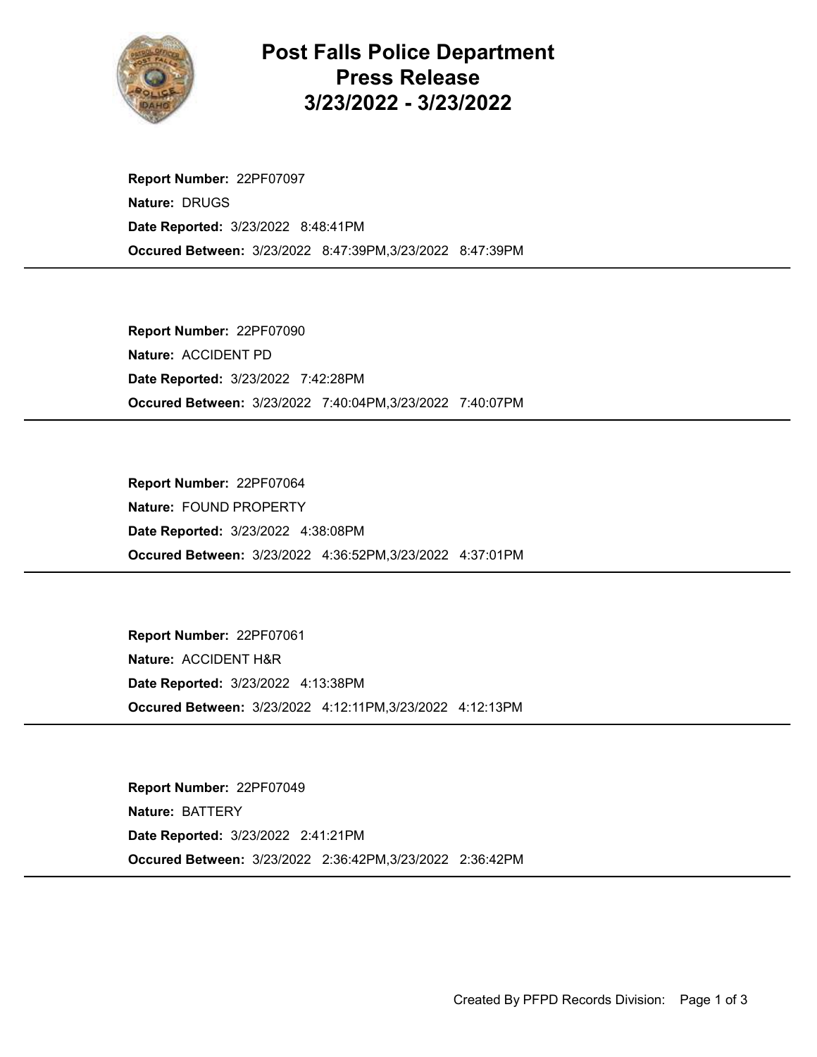# Post Falls Police Department
# Press Release
# 3/23/2022 - 3/23/2022

**Report Number:** 22PF07097
**Nature:** DRUGS
**Date Reported:** 3/23/2022 8:48:41PM
**Occured Between:** 3/23/2022 8:47:39PM,3/23/2022 8:47:39PM

---

**Report Number:** 22PF07090
**Nature:** ACCIDENT PD
**Date Reported:** 3/23/2022 7:42:28PM
**Occured Between:** 3/23/2022 7:40:04PM,3/23/2022 7:40:07PM

---

**Report Number:** 22PF07064
**Nature:** FOUND PROPERTY
**Date Reported:** 3/23/2022 4:38:08PM
**Occured Between:** 3/23/2022 4:36:52PM,3/23/2022 4:37:01PM

---

**Report Number:** 22PF07061
**Nature:** ACCIDENT H&R
**Date Reported:** 3/23/2022 4:13:38PM
**Occured Between:** 3/23/2022 4:12:11PM,3/23/2022 4:12:13PM

---

**Report Number:** 22PF07049
**Nature:** BATTERY
**Date Reported:** 3/23/2022 2:41:21PM
**Occured Between:** 3/23/2022 2:36:42PM,3/23/2022 2:36:42PM

---

Created By PFPD Records Division: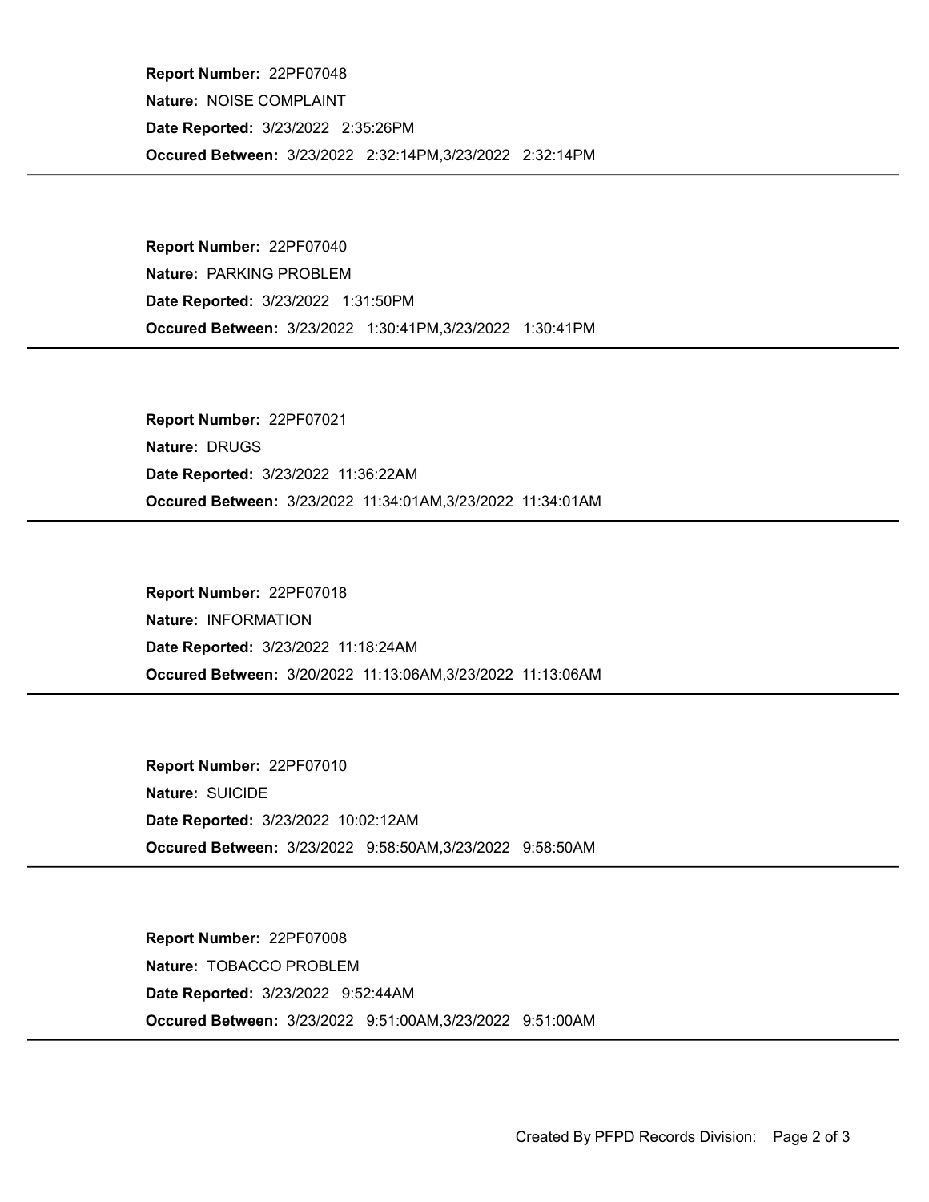**Report Number:** 22PF07048

**Nature:** NOISE COMPLAINT

**Date Reported:** 3/23/2022 2:35:26PM

**Occured Between:** 3/23/2022 2:32:14PM,3/23/2022 2:32:14PM

---

**Report Number:** 22PF07040

**Nature:** PARKING PROBLEM

**Date Reported:** 3/23/2022 1:31:50PM

**Occured Between:** 3/23/2022 1:30:41PM,3/23/2022 1:30:41PM

---

**Report Number:** 22PF07021

**Nature:** DRUGS

**Date Reported:** 3/23/2022 11:36:22AM

**Occured Between:** 3/23/2022 11:34:01AM,3/23/2022 11:34:01AM

---

**Report Number:** 22PF07018

**Nature:** INFORMATION

**Date Reported:** 3/23/2022 11:18:24AM

**Occured Between:** 3/20/2022 11:13:06AM,3/23/2022 11:13:06AM

---

**Report Number:** 22PF07010

**Nature:** SUICIDE

**Date Reported:** 3/23/2022 10:02:12AM

**Occured Between:** 3/23/2022 9:58:50AM,3/23/2022 9:58:50AM

---

**Report Number:** 22PF07008

**Nature:** TOBACCO PROBLEM

**Date Reported:** 3/23/2022 9:52:44AM

**Occured Between:** 3/23/2022 9:51:00AM,3/23/2022 9:51:00AM

---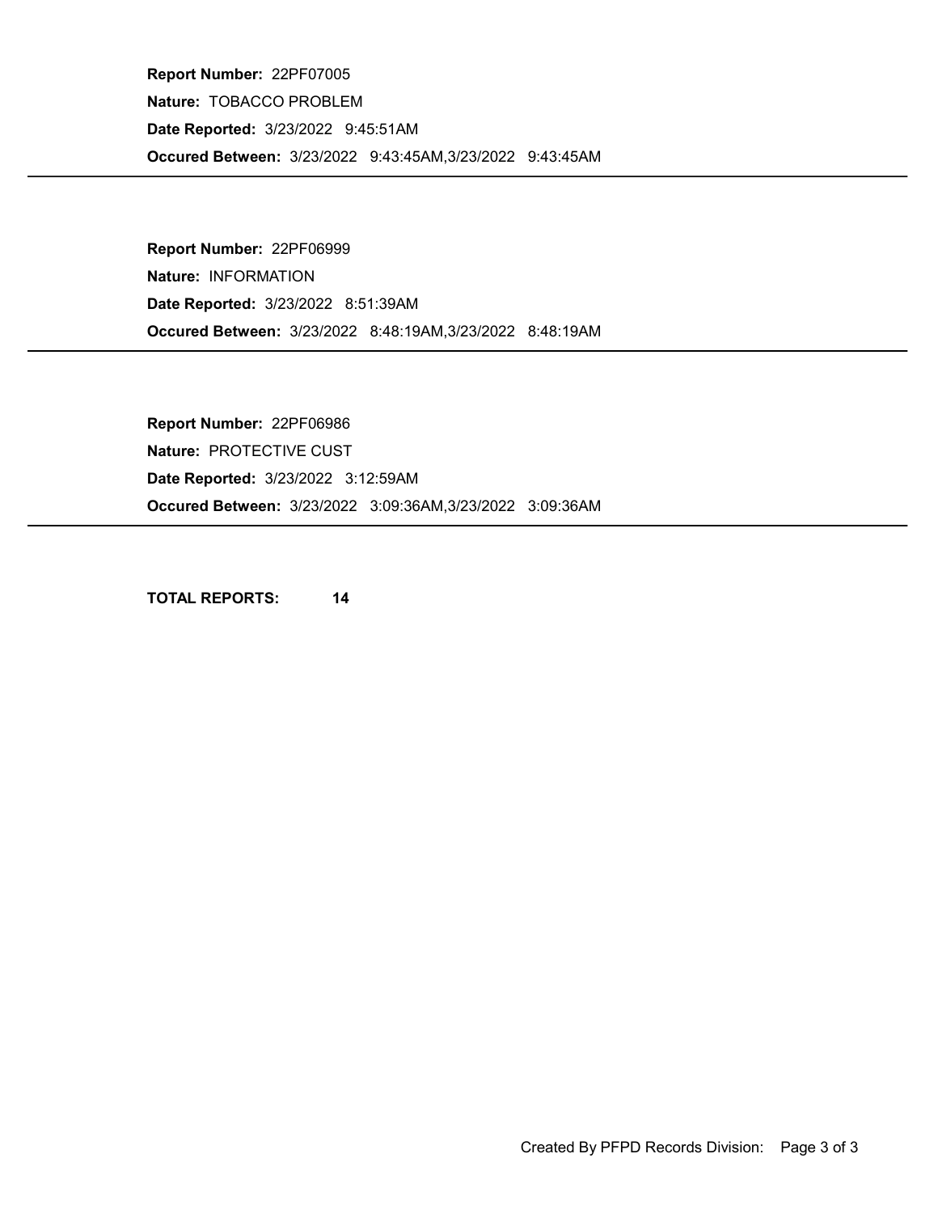**Report Number:** 22PF07005

**Nature:** TOBACCO PROBLEM

**Date Reported:** 3/23/2022 9:45:51AM

**Occured Between:** 3/23/2022 9:43:45AM,3/23/2022 9:43:45AM

---

**Report Number:** 22PF06999

**Nature:** INFORMATION

**Date Reported:** 3/23/2022 8:51:39AM

**Occured Between:** 3/23/2022 8:48:19AM,3/23/2022 8:48:19AM

---

**Report Number:** 22PF06986

**Nature:** PROTECTIVE CUST

**Date Reported:** 3/23/2022 3:12:59AM

**Occured Between:** 3/23/2022 3:09:36AM,3/23/2022 3:09:36AM

---

**TOTAL REPORTS: 14**